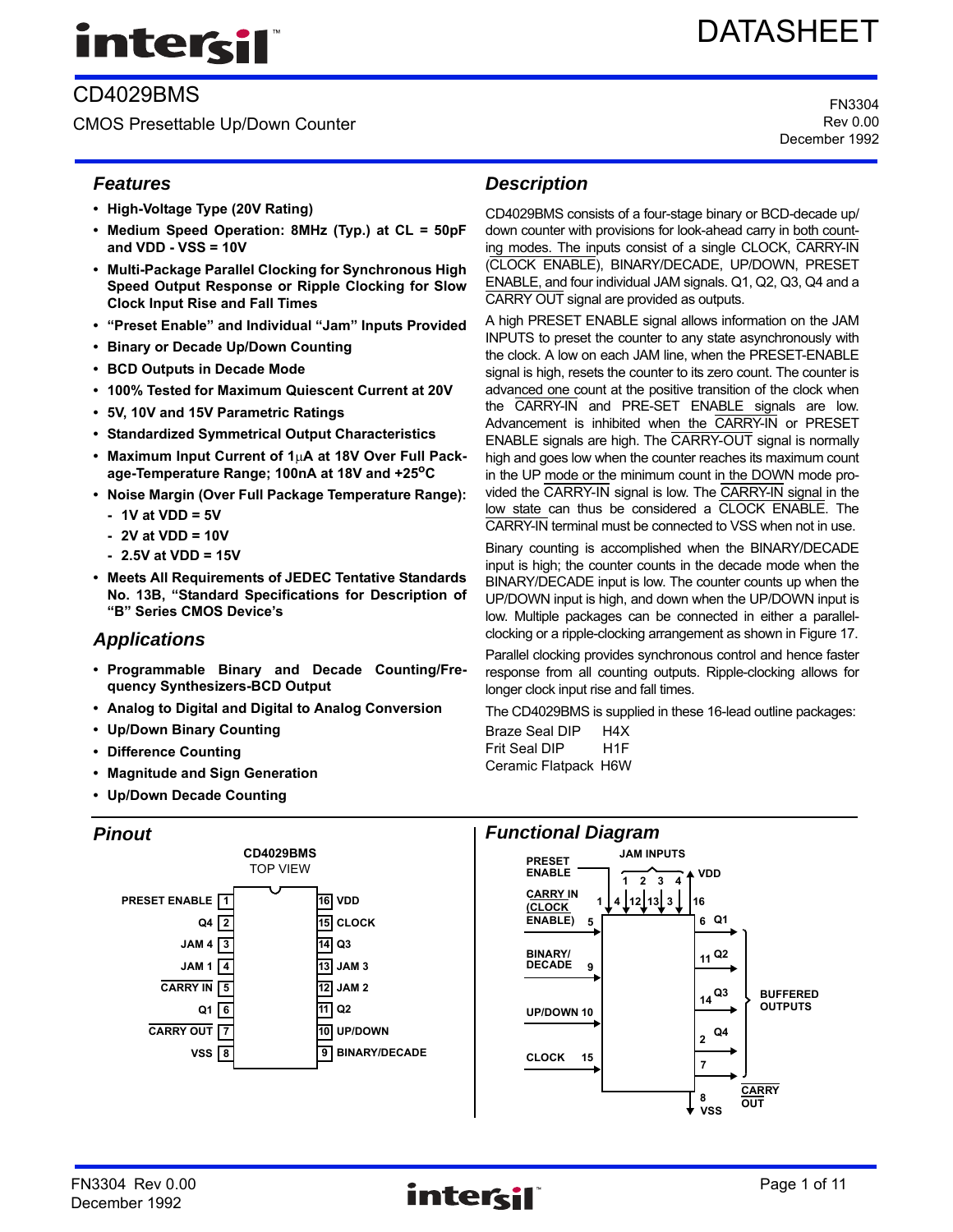# CD4029BMS

CMOS Presettable Up/Down Counter

FN3304
Rev 0.00
December 1992

## Features

- High-Voltage Type (20V Rating)
- Medium Speed Operation: 8MHz (Typ.) at CL = 50pF and VDD - VSS = 10V
- Multi-Package Parallel Clocking for Synchronous High Speed Output Response or Ripple Clocking for Slow Clock Input Rise and Fall Times
- "Preset Enable" and Individual "Jam" Inputs Provided
- Binary or Decade Up/Down Counting
- BCD Outputs in Decade Mode
- 100% Tested for Maximum Quiescent Current at 20V
- 5V, 10V and 15V Parametric Ratings
- Standardized Symmetrical Output Characteristics
- Maximum Input Current of 1µA at 18V Over Full Package-Temperature Range; 100nA at 18V and +25°C
- Noise Margin (Over Full Package Temperature Range):
  - 1V at VDD = 5V
  - 2V at VDD = 10V
  - 2.5V at VDD = 15V
- Meets All Requirements of JEDEC Tentative Standards No. 13B, "Standard Specifications for Description of "B" Series CMOS Device's

## Applications

- Programmable Binary and Decade Counting/Frequency Synthesizers-BCD Output
- Analog to Digital and Digital to Analog Conversion
- Up/Down Binary Counting
- Difference Counting
- Magnitude and Sign Generation
- Up/Down Decade Counting

## Description

CD4029BMS consists of a four-stage binary or BCD-decade up/down counter with provisions for look-ahead carry in both counting modes. The inputs consist of a single CLOCK, CARRY-IN (CLOCK ENABLE), BINARY/DECADE, UP/DOWN, PRESET ENABLE, and four individual JAM signals. Q1, Q2, Q3, Q4 and a CARRY OUT signal are provided as outputs.

A high PRESET ENABLE signal allows information on the JAM INPUTS to preset the counter to any state asynchronously with the clock. A low on each JAM line, when the PRESET-ENABLE signal is high, resets the counter to its zero count. The counter is advanced one count at the positive transition of the clock when the CARRY-IN and PRE-SET ENABLE signals are low. Advancement is inhibited when the CARRY-IN or PRESET ENABLE signals are high. The CARRY-OUT signal is normally high and goes low when the counter reaches its maximum count in the UP mode or the minimum count in the DOWN mode provided the CARRY-IN signal is low. The CARRY-IN signal in the low state can thus be considered a CLOCK ENABLE. The CARRY-IN terminal must be connected to VSS when not in use.

Binary counting is accomplished when the BINARY/DECADE input is high; the counter counts in the decade mode when the BINARY/DECADE input is low. The counter counts up when the UP/DOWN input is high, and down when the UP/DOWN input is low. Multiple packages can be connected in either a parallel-clocking or a ripple-clocking arrangement as shown in Figure 17.

Parallel clocking provides synchronous control and hence faster response from all counting outputs. Ripple-clocking allows for longer clock input rise and fall times.

The CD4029BMS is supplied in these 16-lead outline packages:

Braze Seal DIP H4X
Frit Seal DIP H1F
Ceramic Flatpack H6W

## Pinout

CD4029BMS
TOP VIEW

| Pin | Name | Pin | Name |
|---|---|---|---|
| 1 | PRESET ENABLE | 16 | VDD |
| 2 | Q4 | 15 | CLOCK |
| 3 | JAM 4 | 14 | Q3 |
| 4 | JAM 1 | 13 | JAM 3 |
| 5 | CARRY IN | 12 | JAM 2 |
| 6 | Q1 | 11 | Q2 |
| 7 | CARRY OUT | 10 | UP/DOWN |
| 8 | VSS | 9 | BINARY/DECADE |

## Functional Diagram

Inputs: PRESET ENABLE (1), JAM INPUTS 1 (4), 2 (12), 3 (13), 4 (3), CARRY IN (CLOCK ENABLE) (5), BINARY/DECADE (9), UP/DOWN (10), CLOCK (15); VDD (16), VSS (8)

BUFFERED OUTPUTS: Q1 (6), Q2 (11), Q3 (14), Q4 (2), CARRY OUT (7)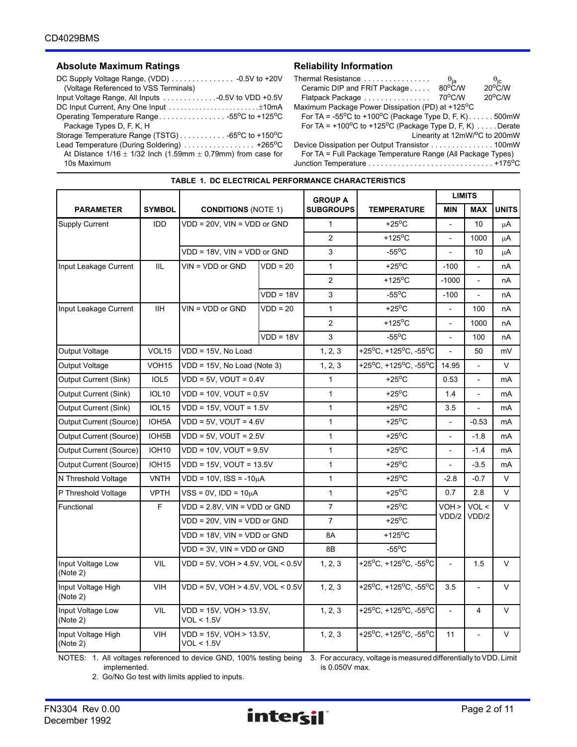## Absolute Maximum Ratings

DC Supply Voltage Range, (VDD) . . . . . . . . . . . . . . . -0.5V to +20V
(Voltage Referenced to VSS Terminals)
Input Voltage Range, All Inputs . . . . . . . . . . . . .-0.5V to VDD +0.5V
DC Input Current, Any One Input . . . . . . . . . . . . . . . . . . . . . . .±10mA
Operating Temperature Range. . . . . . . . . . . . . . . . -55°C to +125°C
Package Types D, F, K, H
Storage Temperature Range (TSTG) . . . . . . . . . . . -65°C to +150°C
Lead Temperature (During Soldering) . . . . . . . . . . . . . . . . . +265°C
At Distance 1/16 ± 1/32 Inch (1.59mm ± 0.79mm) from case for 10s Maximum

## Reliability Information

| Thermal Resistance | $\theta_{ja}$ | $\theta_{jc}$ |
|---|---|---|
| Ceramic DIP and FRIT Package | 80°C/W | 20°C/W |
| Flatpack Package | 70°C/W | 20°C/W |

Maximum Package Power Dissipation (PD) at +125°C
For TA = -55°C to +100°C (Package Type D, F, K). . . . . . 500mW
For TA = +100°C to +125°C (Package Type D, F, K) . . . . . Derate Linearity at 12mW/°C to 200mW
Device Dissipation per Output Transistor . . . . . . . . . . . . . . . 100mW
For TA = Full Package Temperature Range (All Package Types)
Junction Temperature . . . . . . . . . . . . . . . . . . . . . . . . . . . . . +175°C

**TABLE 1. DC ELECTRICAL PERFORMANCE CHARACTERISTICS**

| PARAMETER | SYMBOL | CONDITIONS (NOTE 1) | | GROUP A SUBGROUPS | TEMPERATURE | LIMITS MIN | LIMITS MAX | UNITS |
|---|---|---|---|---|---|---|---|---|
| Supply Current | IDD | VDD = 20V, VIN = VDD or GND | | 1 | +25°C | - | 10 | μA |
| | | | | 2 | +125°C | - | 1000 | μA |
| | | VDD = 18V, VIN = VDD or GND | | 3 | -55°C | - | 10 | μA |
| Input Leakage Current | IIL | VIN = VDD or GND | VDD = 20 | 1 | +25°C | -100 | - | nA |
| | | | | 2 | +125°C | -1000 | - | nA |
| | | | VDD = 18V | 3 | -55°C | -100 | - | nA |
| Input Leakage Current | IIH | VIN = VDD or GND | VDD = 20 | 1 | +25°C | - | 100 | nA |
| | | | | 2 | +125°C | - | 1000 | nA |
| | | | VDD = 18V | 3 | -55°C | - | 100 | nA |
| Output Voltage | VOL15 | VDD = 15V, No Load | | 1, 2, 3 | +25°C, +125°C, -55°C | - | 50 | mV |
| Output Voltage | VOH15 | VDD = 15V, No Load (Note 3) | | 1, 2, 3 | +25°C, +125°C, -55°C | 14.95 | - | V |
| Output Current (Sink) | IOL5 | VDD = 5V, VOUT = 0.4V | | 1 | +25°C | 0.53 | - | mA |
| Output Current (Sink) | IOL10 | VDD = 10V, VOUT = 0.5V | | 1 | +25°C | 1.4 | - | mA |
| Output Current (Sink) | IOL15 | VDD = 15V, VOUT = 1.5V | | 1 | +25°C | 3.5 | - | mA |
| Output Current (Source) | IOH5A | VDD = 5V, VOUT = 4.6V | | 1 | +25°C | - | -0.53 | mA |
| Output Current (Source) | IOH5B | VDD = 5V, VOUT = 2.5V | | 1 | +25°C | - | -1.8 | mA |
| Output Current (Source) | IOH10 | VDD = 10V, VOUT = 9.5V | | 1 | +25°C | - | -1.4 | mA |
| Output Current (Source) | IOH15 | VDD = 15V, VOUT = 13.5V | | 1 | +25°C | - | -3.5 | mA |
| N Threshold Voltage | VNTH | VDD = 10V, ISS = -10μA | | 1 | +25°C | -2.8 | -0.7 | V |
| P Threshold Voltage | VPTH | VSS = 0V, IDD = 10μA | | 1 | +25°C | 0.7 | 2.8 | V |
| Functional | F | VDD = 2.8V, VIN = VDD or GND | | 7 | +25°C | VOH > VDD/2 | VOL < VDD/2 | V |
| | | VDD = 20V, VIN = VDD or GND | | 7 | +25°C | | | |
| | | VDD = 18V, VIN = VDD or GND | | 8A | +125°C | | | |
| | | VDD = 3V, VIN = VDD or GND | | 8B | -55°C | | | |
| Input Voltage Low (Note 2) | VIL | VDD = 5V, VOH > 4.5V, VOL < 0.5V | | 1, 2, 3 | +25°C, +125°C, -55°C | - | 1.5 | V |
| Input Voltage High (Note 2) | VIH | VDD = 5V, VOH > 4.5V, VOL < 0.5V | | 1, 2, 3 | +25°C, +125°C, -55°C | 3.5 | - | V |
| Input Voltage Low (Note 2) | VIL | VDD = 15V, VOH > 13.5V, VOL < 1.5V | | 1, 2, 3 | +25°C, +125°C, -55°C | - | 4 | V |
| Input Voltage High (Note 2) | VIH | VDD = 15V, VOH > 13.5V, VOL < 1.5V | | 1, 2, 3 | +25°C, +125°C, -55°C | 11 | - | V |

NOTES:
1. All voltages referenced to device GND, 100% testing being implemented.
2. Go/No Go test with limits applied to inputs.
3. For accuracy, voltage is measured differentially to VDD. Limit is 0.050V max.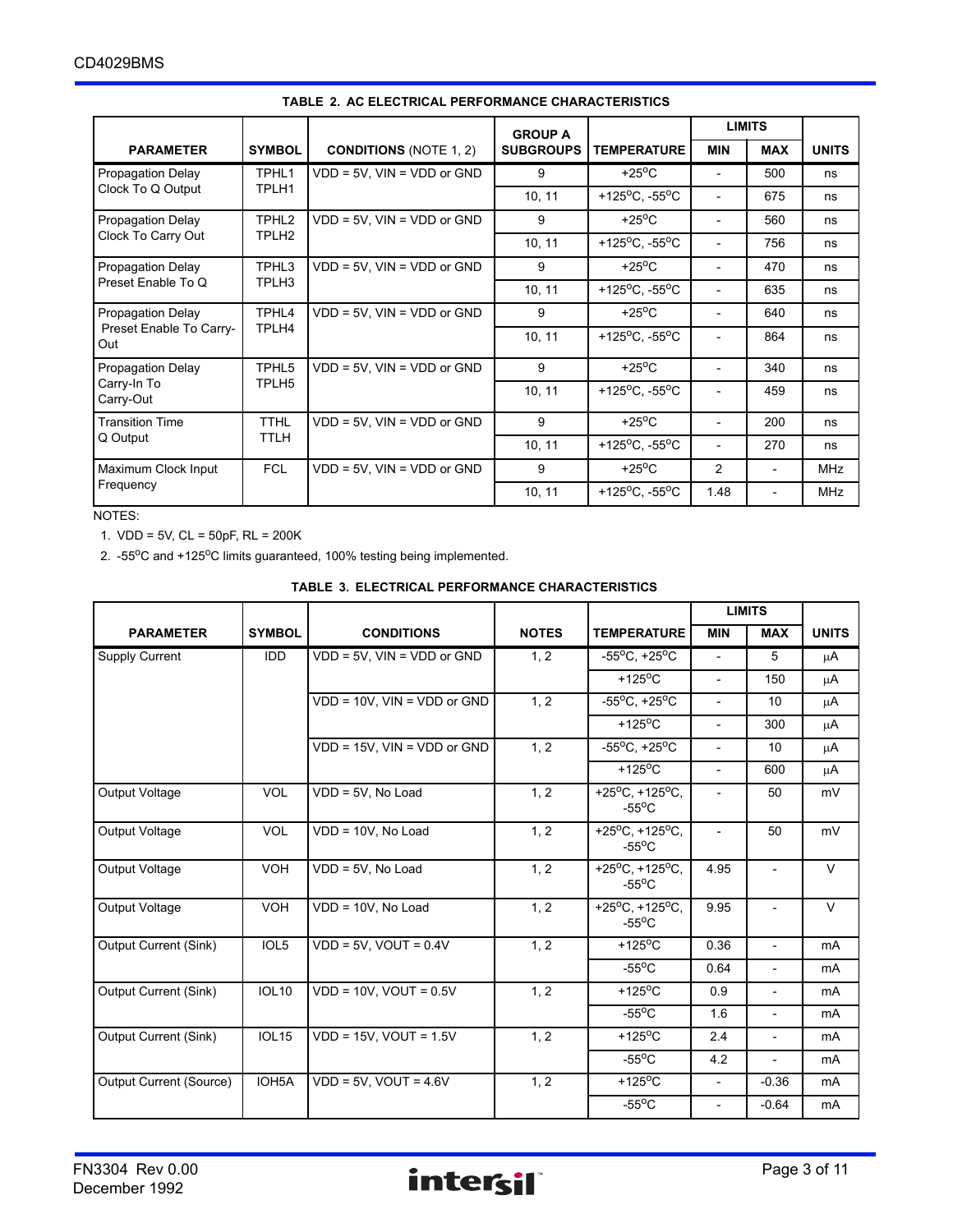## TABLE 2. AC ELECTRICAL PERFORMANCE CHARACTERISTICS

| PARAMETER | SYMBOL | CONDITIONS (NOTE 1, 2) | GROUP A SUBGROUPS | TEMPERATURE | LIMITS MIN | LIMITS MAX | UNITS |
|---|---|---|---|---|---|---|---|
| Propagation Delay Clock To Q Output | TPHL1 TPLH1 | VDD = 5V, VIN = VDD or GND | 9 | +25°C | - | 500 | ns |
| | | | 10, 11 | +125°C, -55°C | - | 675 | ns |
| Propagation Delay Clock To Carry Out | TPHL2 TPLH2 | VDD = 5V, VIN = VDD or GND | 9 | +25°C | - | 560 | ns |
| | | | 10, 11 | +125°C, -55°C | - | 756 | ns |
| Propagation Delay Preset Enable To Q | TPHL3 TPLH3 | VDD = 5V, VIN = VDD or GND | 9 | +25°C | - | 470 | ns |
| | | | 10, 11 | +125°C, -55°C | - | 635 | ns |
| Propagation Delay Preset Enable To Carry-Out | TPHL4 TPLH4 | VDD = 5V, VIN = VDD or GND | 9 | +25°C | - | 640 | ns |
| | | | 10, 11 | +125°C, -55°C | - | 864 | ns |
| Propagation Delay Carry-In To Carry-Out | TPHL5 TPLH5 | VDD = 5V, VIN = VDD or GND | 9 | +25°C | - | 340 | ns |
| | | | 10, 11 | +125°C, -55°C | - | 459 | ns |
| Transition Time Q Output | TTHL TTLH | VDD = 5V, VIN = VDD or GND | 9 | +25°C | - | 200 | ns |
| | | | 10, 11 | +125°C, -55°C | - | 270 | ns |
| Maximum Clock Input Frequency | FCL | VDD = 5V, VIN = VDD or GND | 9 | +25°C | 2 | - | MHz |
| | | | 10, 11 | +125°C, -55°C | 1.48 | - | MHz |

NOTES:

1. VDD = 5V, CL = 50pF, RL = 200K
2. -55°C and +125°C limits guaranteed, 100% testing being implemented.

## TABLE 3. ELECTRICAL PERFORMANCE CHARACTERISTICS

| PARAMETER | SYMBOL | CONDITIONS | NOTES | TEMPERATURE | LIMITS MIN | LIMITS MAX | UNITS |
|---|---|---|---|---|---|---|---|
| Supply Current | IDD | VDD = 5V, VIN = VDD or GND | 1, 2 | -55°C, +25°C | - | 5 | μA |
| | | | | +125°C | - | 150 | μA |
| | | VDD = 10V, VIN = VDD or GND | 1, 2 | -55°C, +25°C | - | 10 | μA |
| | | | | +125°C | - | 300 | μA |
| | | VDD = 15V, VIN = VDD or GND | 1, 2 | -55°C, +25°C | - | 10 | μA |
| | | | | +125°C | - | 600 | μA |
| Output Voltage | VOL | VDD = 5V, No Load | 1, 2 | +25°C, +125°C, -55°C | - | 50 | mV |
| Output Voltage | VOL | VDD = 10V, No Load | 1, 2 | +25°C, +125°C, -55°C | - | 50 | mV |
| Output Voltage | VOH | VDD = 5V, No Load | 1, 2 | +25°C, +125°C, -55°C | 4.95 | - | V |
| Output Voltage | VOH | VDD = 10V, No Load | 1, 2 | +25°C, +125°C, -55°C | 9.95 | - | V |
| Output Current (Sink) | IOL5 | VDD = 5V, VOUT = 0.4V | 1, 2 | +125°C | 0.36 | - | mA |
| | | | | -55°C | 0.64 | - | mA |
| Output Current (Sink) | IOL10 | VDD = 10V, VOUT = 0.5V | 1, 2 | +125°C | 0.9 | - | mA |
| | | | | -55°C | 1.6 | - | mA |
| Output Current (Sink) | IOL15 | VDD = 15V, VOUT = 1.5V | 1, 2 | +125°C | 2.4 | - | mA |
| | | | | -55°C | 4.2 | - | mA |
| Output Current (Source) | IOH5A | VDD = 5V, VOUT = 4.6V | 1, 2 | +125°C | - | -0.36 | mA |
| | | | | -55°C | - | -0.64 | mA |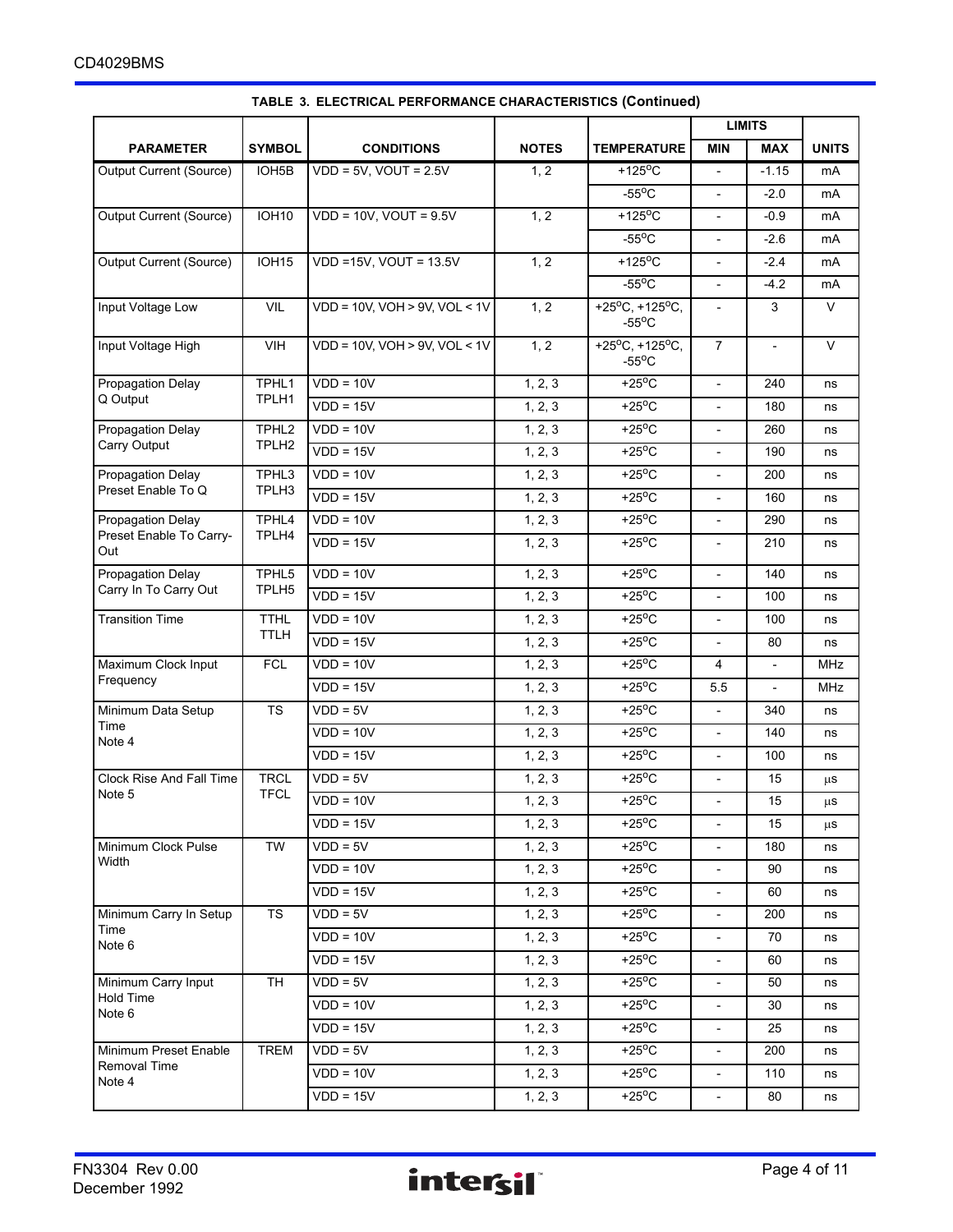**TABLE 3. ELECTRICAL PERFORMANCE CHARACTERISTICS (Continued)**

| PARAMETER | SYMBOL | CONDITIONS | NOTES | TEMPERATURE | LIMITS MIN | LIMITS MAX | UNITS |
|---|---|---|---|---|---|---|---|
| Output Current (Source) | IOH5B | VDD = 5V, VOUT = 2.5V | 1, 2 | +125°C | - | -1.15 | mA |
| | | | | -55°C | - | -2.0 | mA |
| Output Current (Source) | IOH10 | VDD = 10V, VOUT = 9.5V | 1, 2 | +125°C | - | -0.9 | mA |
| | | | | -55°C | - | -2.6 | mA |
| Output Current (Source) | IOH15 | VDD =15V, VOUT = 13.5V | 1, 2 | +125°C | - | -2.4 | mA |
| | | | | -55°C | - | -4.2 | mA |
| Input Voltage Low | VIL | VDD = 10V, VOH > 9V, VOL < 1V | 1, 2 | +25°C, +125°C, -55°C | - | 3 | V |
| Input Voltage High | VIH | VDD = 10V, VOH > 9V, VOL < 1V | 1, 2 | +25°C, +125°C, -55°C | 7 | - | V |
| Propagation Delay Q Output | TPHL1 TPLH1 | VDD = 10V | 1, 2, 3 | +25°C | - | 240 | ns |
| | | VDD = 15V | 1, 2, 3 | +25°C | - | 180 | ns |
| Propagation Delay Carry Output | TPHL2 TPLH2 | VDD = 10V | 1, 2, 3 | +25°C | - | 260 | ns |
| | | VDD = 15V | 1, 2, 3 | +25°C | - | 190 | ns |
| Propagation Delay Preset Enable To Q | TPHL3 TPLH3 | VDD = 10V | 1, 2, 3 | +25°C | - | 200 | ns |
| | | VDD = 15V | 1, 2, 3 | +25°C | - | 160 | ns |
| Propagation Delay Preset Enable To Carry-Out | TPHL4 TPLH4 | VDD = 10V | 1, 2, 3 | +25°C | - | 290 | ns |
| | | VDD = 15V | 1, 2, 3 | +25°C | - | 210 | ns |
| Propagation Delay Carry In To Carry Out | TPHL5 TPLH5 | VDD = 10V | 1, 2, 3 | +25°C | - | 140 | ns |
| | | VDD = 15V | 1, 2, 3 | +25°C | - | 100 | ns |
| Transition Time | TTHL TTLH | VDD = 10V | 1, 2, 3 | +25°C | - | 100 | ns |
| | | VDD = 15V | 1, 2, 3 | +25°C | - | 80 | ns |
| Maximum Clock Input Frequency | FCL | VDD = 10V | 1, 2, 3 | +25°C | 4 | - | MHz |
| | | VDD = 15V | 1, 2, 3 | +25°C | 5.5 | - | MHz |
| Minimum Data Setup Time Note 4 | TS | VDD = 5V | 1, 2, 3 | +25°C | - | 340 | ns |
| | | VDD = 10V | 1, 2, 3 | +25°C | - | 140 | ns |
| | | VDD = 15V | 1, 2, 3 | +25°C | - | 100 | ns |
| Clock Rise And Fall Time Note 5 | TRCL TFCL | VDD = 5V | 1, 2, 3 | +25°C | - | 15 | μs |
| | | VDD = 10V | 1, 2, 3 | +25°C | - | 15 | μs |
| | | VDD = 15V | 1, 2, 3 | +25°C | - | 15 | μs |
| Minimum Clock Pulse Width | TW | VDD = 5V | 1, 2, 3 | +25°C | - | 180 | ns |
| | | VDD = 10V | 1, 2, 3 | +25°C | - | 90 | ns |
| | | VDD = 15V | 1, 2, 3 | +25°C | - | 60 | ns |
| Minimum Carry In Setup Time Note 6 | TS | VDD = 5V | 1, 2, 3 | +25°C | - | 200 | ns |
| | | VDD = 10V | 1, 2, 3 | +25°C | - | 70 | ns |
| | | VDD = 15V | 1, 2, 3 | +25°C | - | 60 | ns |
| Minimum Carry Input Hold Time Note 6 | TH | VDD = 5V | 1, 2, 3 | +25°C | - | 50 | ns |
| | | VDD = 10V | 1, 2, 3 | +25°C | - | 30 | ns |
| | | VDD = 15V | 1, 2, 3 | +25°C | - | 25 | ns |
| Minimum Preset Enable Removal Time Note 4 | TREM | VDD = 5V | 1, 2, 3 | +25°C | - | 200 | ns |
| | | VDD = 10V | 1, 2, 3 | +25°C | - | 110 | ns |
| | | VDD = 15V | 1, 2, 3 | +25°C | - | 80 | ns |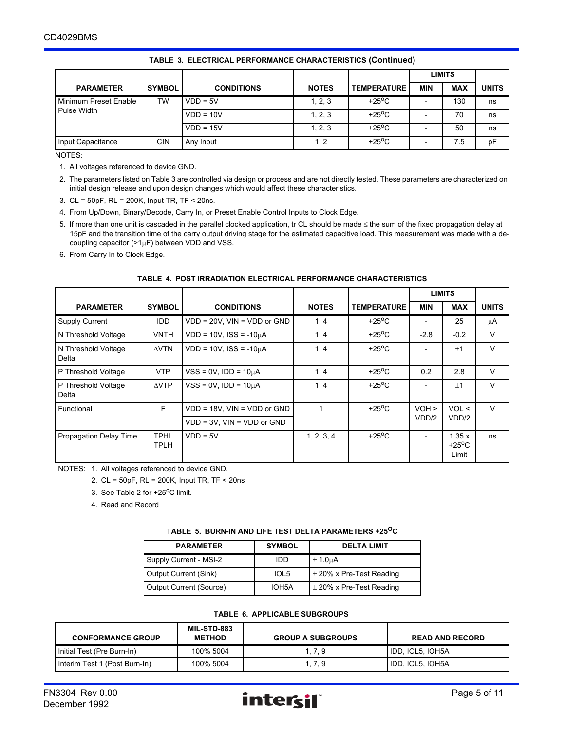**TABLE 3. ELECTRICAL PERFORMANCE CHARACTERISTICS (Continued)**

| PARAMETER | SYMBOL | CONDITIONS | NOTES | TEMPERATURE | LIMITS MIN | LIMITS MAX | UNITS |
|---|---|---|---|---|---|---|---|
| Minimum Preset Enable Pulse Width | TW | VDD = 5V | 1, 2, 3 | +25°C | - | 130 | ns |
| | | VDD = 10V | 1, 2, 3 | +25°C | - | 70 | ns |
| | | VDD = 15V | 1, 2, 3 | +25°C | - | 50 | ns |
| Input Capacitance | CIN | Any Input | 1, 2 | +25°C | - | 7.5 | pF |

NOTES:

1. All voltages referenced to device GND.
2. The parameters listed on Table 3 are controlled via design or process and are not directly tested. These parameters are characterized on initial design release and upon design changes which would affect these characteristics.
3. CL = 50pF, RL = 200K, Input TR, TF < 20ns.
4. From Up/Down, Binary/Decode, Carry In, or Preset Enable Control Inputs to Clock Edge.
5. If more than one unit is cascaded in the parallel clocked application, tr CL should be made ≤ the sum of the fixed propagation delay at 15pF and the transition time of the carry output driving stage for the estimated capacitive load. This measurement was made with a decoupling capacitor (>1μF) between VDD and VSS.
6. From Carry In to Clock Edge.

**TABLE 4. POST IRRADIATION ELECTRICAL PERFORMANCE CHARACTERISTICS**

| PARAMETER | SYMBOL | CONDITIONS | NOTES | TEMPERATURE | LIMITS MIN | LIMITS MAX | UNITS |
|---|---|---|---|---|---|---|---|
| Supply Current | IDD | VDD = 20V, VIN = VDD or GND | 1, 4 | +25°C | - | 25 | μA |
| N Threshold Voltage | VNTH | VDD = 10V, ISS = -10μA | 1, 4 | +25°C | -2.8 | -0.2 | V |
| N Threshold Voltage Delta | ΔVTN | VDD = 10V, ISS = -10μA | 1, 4 | +25°C | - | ±1 | V |
| P Threshold Voltage | VTP | VSS = 0V, IDD = 10μA | 1, 4 | +25°C | 0.2 | 2.8 | V |
| P Threshold Voltage Delta | ΔVTP | VSS = 0V, IDD = 10μA | 1, 4 | +25°C | - | ±1 | V |
| Functional | F | VDD = 18V, VIN = VDD or GND | 1 | +25°C | VOH > VDD/2 | VOL < VDD/2 | V |
| | | VDD = 3V, VIN = VDD or GND | | | | | |
| Propagation Delay Time | TPHL TPLH | VDD = 5V | 1, 2, 3, 4 | +25°C | - | 1.35 x +25°C Limit | ns |

NOTES:
1. All voltages referenced to device GND.
2. CL = 50pF, RL = 200K, Input TR, TF < 20ns
3. See Table 2 for +25°C limit.
4. Read and Record

**TABLE 5. BURN-IN AND LIFE TEST DELTA PARAMETERS +25°C**

| PARAMETER | SYMBOL | DELTA LIMIT |
|---|---|---|
| Supply Current - MSI-2 | IDD | ± 1.0μA |
| Output Current (Sink) | IOL5 | ± 20% x Pre-Test Reading |
| Output Current (Source) | IOH5A | ± 20% x Pre-Test Reading |

**TABLE 6. APPLICABLE SUBGROUPS**

| CONFORMANCE GROUP | MIL-STD-883 METHOD | GROUP A SUBGROUPS | READ AND RECORD |
|---|---|---|---|
| Initial Test (Pre Burn-In) | 100% 5004 | 1, 7, 9 | IDD, IOL5, IOH5A |
| Interim Test 1 (Post Burn-In) | 100% 5004 | 1, 7, 9 | IDD, IOL5, IOH5A |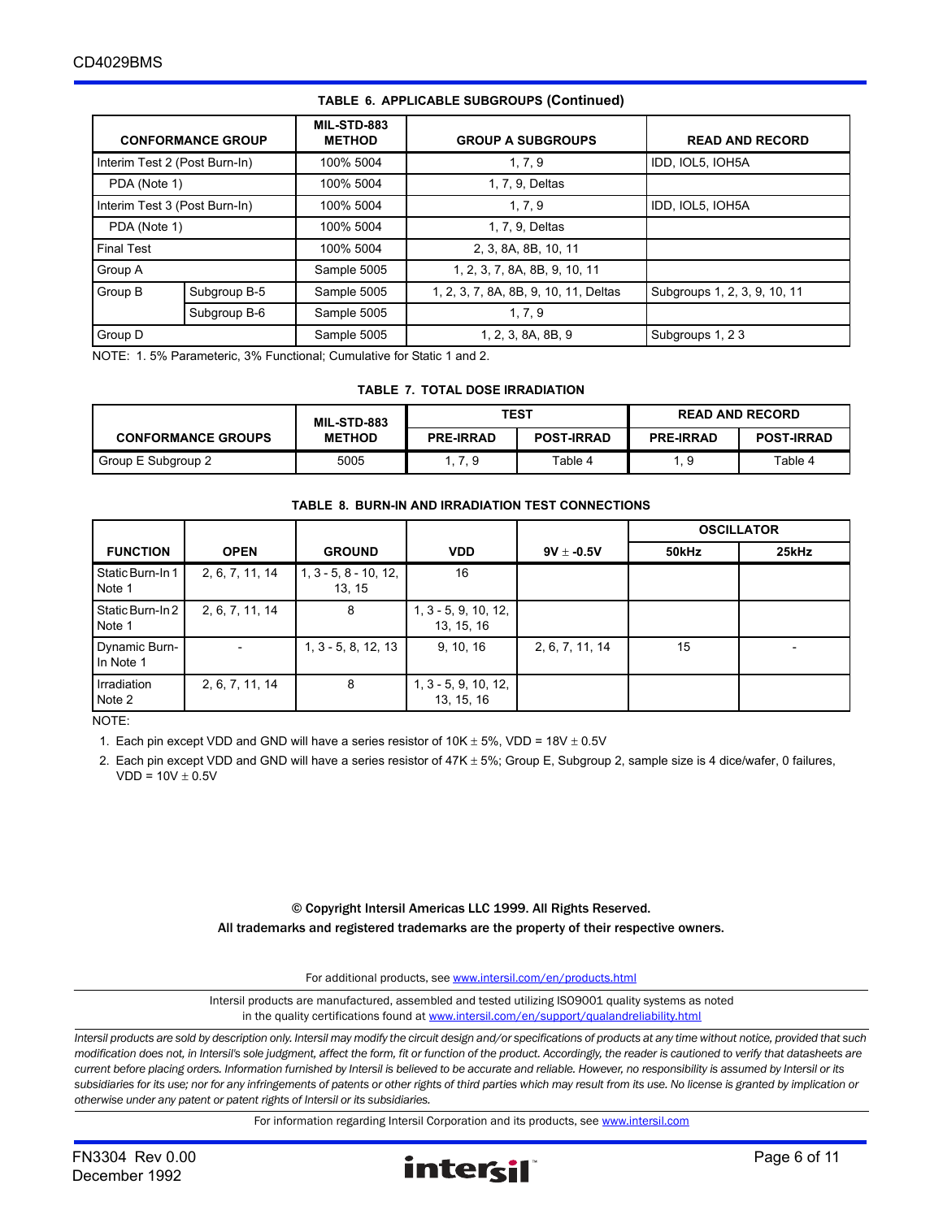**TABLE 6. APPLICABLE SUBGROUPS (Continued)**

| CONFORMANCE GROUP | | MIL-STD-883 METHOD | GROUP A SUBGROUPS | READ AND RECORD |
|---|---|---|---|---|
| Interim Test 2 (Post Burn-In) | | 100% 5004 | 1, 7, 9 | IDD, IOL5, IOH5A |
| PDA (Note 1) | | 100% 5004 | 1, 7, 9, Deltas | |
| Interim Test 3 (Post Burn-In) | | 100% 5004 | 1, 7, 9 | IDD, IOL5, IOH5A |
| PDA (Note 1) | | 100% 5004 | 1, 7, 9, Deltas | |
| Final Test | | 100% 5004 | 2, 3, 8A, 8B, 10, 11 | |
| Group A | | Sample 5005 | 1, 2, 3, 7, 8A, 8B, 9, 10, 11 | |
| Group B | Subgroup B-5 | Sample 5005 | 1, 2, 3, 7, 8A, 8B, 9, 10, 11, Deltas | Subgroups 1, 2, 3, 9, 10, 11 |
| | Subgroup B-6 | Sample 5005 | 1, 7, 9 | |
| Group D | | Sample 5005 | 1, 2, 3, 8A, 8B, 9 | Subgroups 1, 2 3 |

NOTE: 1. 5% Parameteric, 3% Functional; Cumulative for Static 1 and 2.

**TABLE 7. TOTAL DOSE IRRADIATION**

| CONFORMANCE GROUPS | MIL-STD-883 METHOD | TEST | | READ AND RECORD | |
|---|---|---|---|---|---|
| | | PRE-IRRAD | POST-IRRAD | PRE-IRRAD | POST-IRRAD |
| Group E Subgroup 2 | 5005 | 1, 7, 9 | Table 4 | 1, 9 | Table 4 |

**TABLE 8. BURN-IN AND IRRADIATION TEST CONNECTIONS**

| FUNCTION | OPEN | GROUND | VDD | 9V ± -0.5V | OSCILLATOR | |
|---|---|---|---|---|---|---|
| | | | | | 50kHz | 25kHz |
| Static Burn-In 1 Note 1 | 2, 6, 7, 11, 14 | 1, 3 - 5, 8 - 10, 12, 13, 15 | 16 | | | |
| Static Burn-In 2 Note 1 | 2, 6, 7, 11, 14 | 8 | 1, 3 - 5, 9, 10, 12, 13, 15, 16 | | | |
| Dynamic Burn-In Note 1 | - | 1, 3 - 5, 8, 12, 13 | 9, 10, 16 | 2, 6, 7, 11, 14 | 15 | - |
| Irradiation Note 2 | 2, 6, 7, 11, 14 | 8 | 1, 3 - 5, 9, 10, 12, 13, 15, 16 | | | |

NOTE:

1. Each pin except VDD and GND will have a series resistor of 10K ± 5%, VDD = 18V ± 0.5V
2. Each pin except VDD and GND will have a series resistor of 47K ± 5%; Group E, Subgroup 2, sample size is 4 dice/wafer, 0 failures, VDD = 10V ± 0.5V

© Copyright Intersil Americas LLC 1999. All Rights Reserved.
All trademarks and registered trademarks are the property of their respective owners.

For additional products, see www.intersil.com/en/products.html

Intersil products are manufactured, assembled and tested utilizing ISO9001 quality systems as noted in the quality certifications found at www.intersil.com/en/support/qualandreliability.html

*Intersil products are sold by description only. Intersil may modify the circuit design and/or specifications of products at any time without notice, provided that such modification does not, in Intersil's sole judgment, affect the form, fit or function of the product. Accordingly, the reader is cautioned to verify that datasheets are current before placing orders. Information furnished by Intersil is believed to be accurate and reliable. However, no responsibility is assumed by Intersil or its subsidiaries for its use; nor for any infringements of patents or other rights of third parties which may result from its use. No license is granted by implication or otherwise under any patent or patent rights of Intersil or its subsidiaries.*

For information regarding Intersil Corporation and its products, see www.intersil.com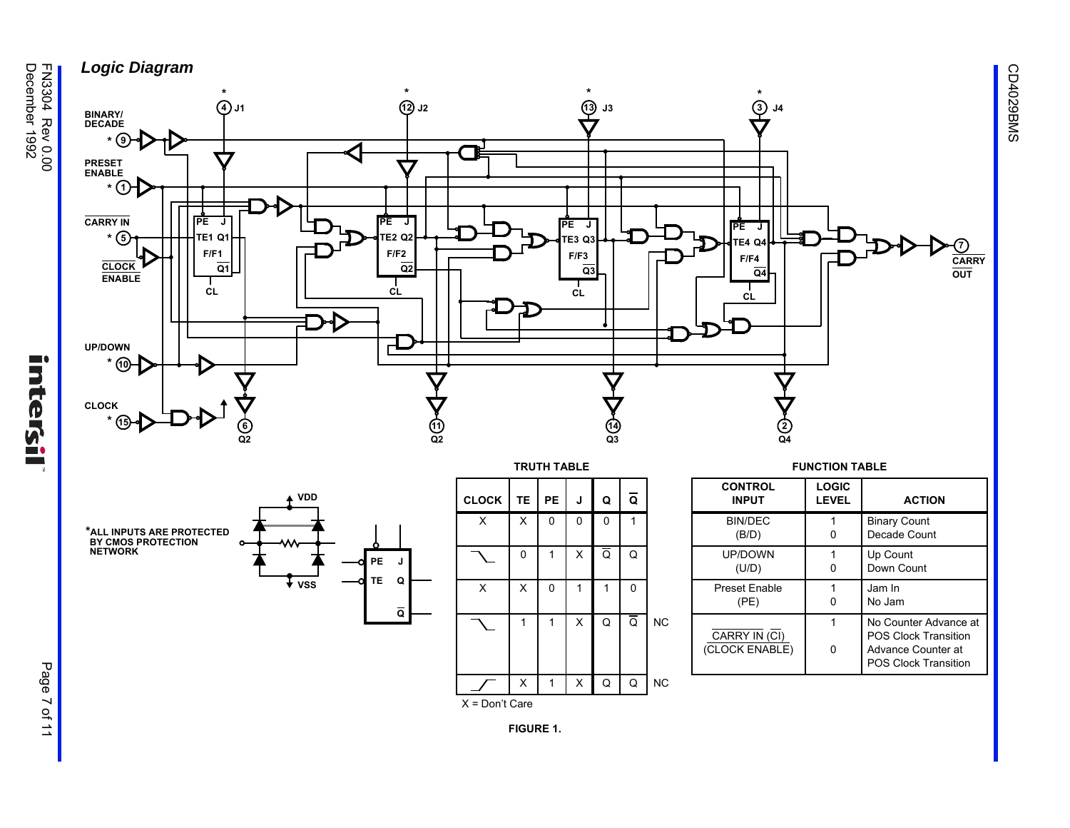## Logic Diagram

BINARY/DECADE * 9

PRESET ENABLE * 1

CARRY IN * 5 ($\overline{\text{CLOCK ENABLE}}$)

UP/DOWN * 10

CLOCK * 15

J1 * 4, J2 * 12, J3 * 13, J4 * 3

Q1 6, Q2 11, Q3 14, Q4 2

$\overline{\text{CARRY OUT}}$ 7

*ALL INPUTS ARE PROTECTED BY CMOS PROTECTION NETWORK

**TRUTH TABLE**

| CLOCK | TE | PE | J | Q | $\overline{Q}$ | |
|---|---|---|---|---|---|---|
| X | X | 0 | 0 | 0 | 1 | |
| ╲ (falling) | 0 | 1 | X | $\overline{Q}$ | Q | |
| X | X | 0 | 1 | 1 | 0 | |
| ╲ (falling) | 1 | 1 | X | Q | $\overline{Q}$ | NC |
| ╱ (rising) | X | 1 | X | Q | Q | NC |

X = Don't Care

**FUNCTION TABLE**

| CONTROL INPUT | LOGIC LEVEL | ACTION |
|---|---|---|
| BIN/DEC (B/D) | 1<br>0 | Binary Count<br>Decade Count |
| UP/DOWN (U/D) | 1<br>0 | Up Count<br>Down Count |
| Preset Enable (PE) | 1<br>0 | Jam In<br>No Jam |
| $\overline{\text{CARRY IN}}$ ($\overline{\text{CI}}$) ($\overline{\text{CLOCK ENABLE}}$) | 1<br>0 | No Counter Advance at POS Clock Transition<br>Advance Counter at POS Clock Transition |

FIGURE 1.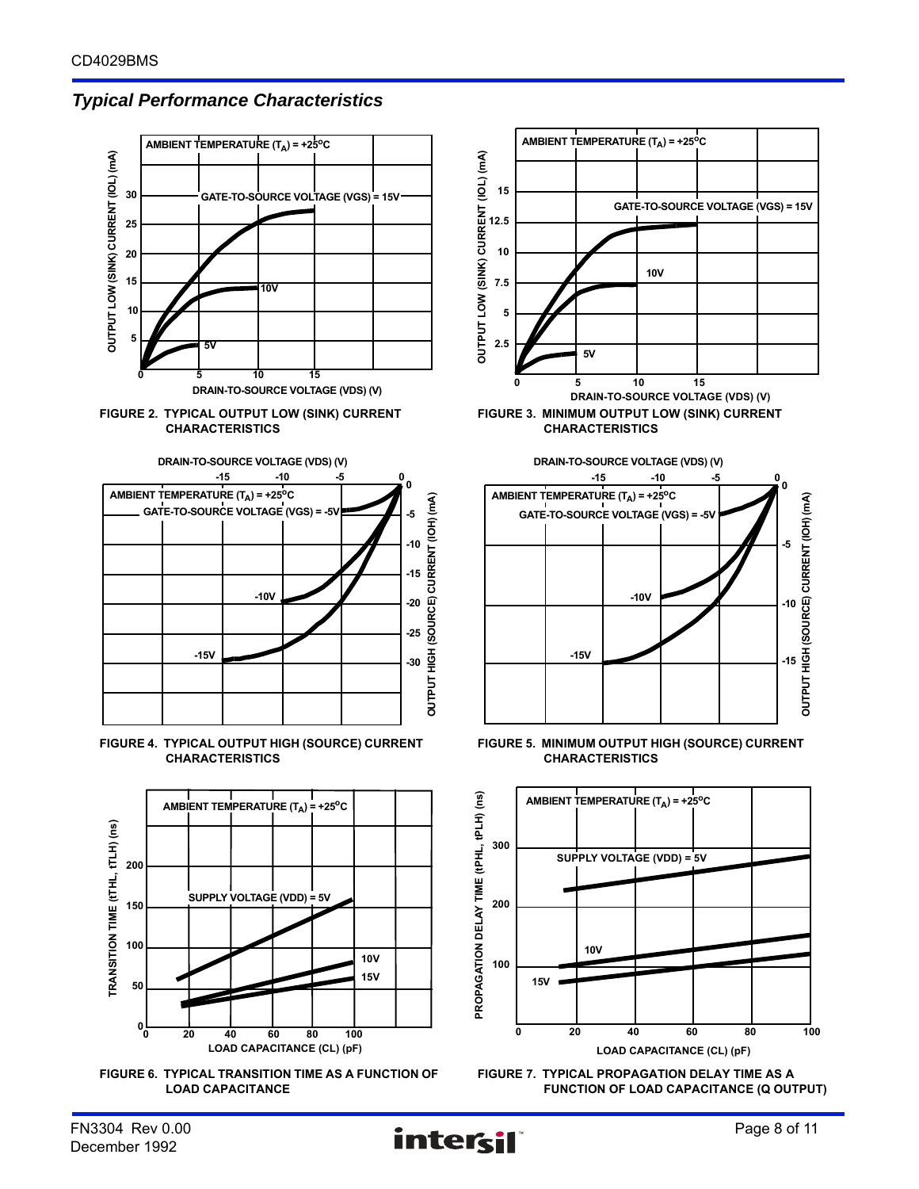## *Typical Performance Characteristics*

FIGURE 2. TYPICAL OUTPUT LOW (SINK) CURRENT CHARACTERISTICS

FIGURE 3. MINIMUM OUTPUT LOW (SINK) CURRENT CHARACTERISTICS

FIGURE 4. TYPICAL OUTPUT HIGH (SOURCE) CURRENT CHARACTERISTICS

FIGURE 5. MINIMUM OUTPUT HIGH (SOURCE) CURRENT CHARACTERISTICS

FIGURE 6. TYPICAL TRANSITION TIME AS A FUNCTION OF LOAD CAPACITANCE

FIGURE 7. TYPICAL PROPAGATION DELAY TIME AS A FUNCTION OF LOAD CAPACITANCE (Q OUTPUT)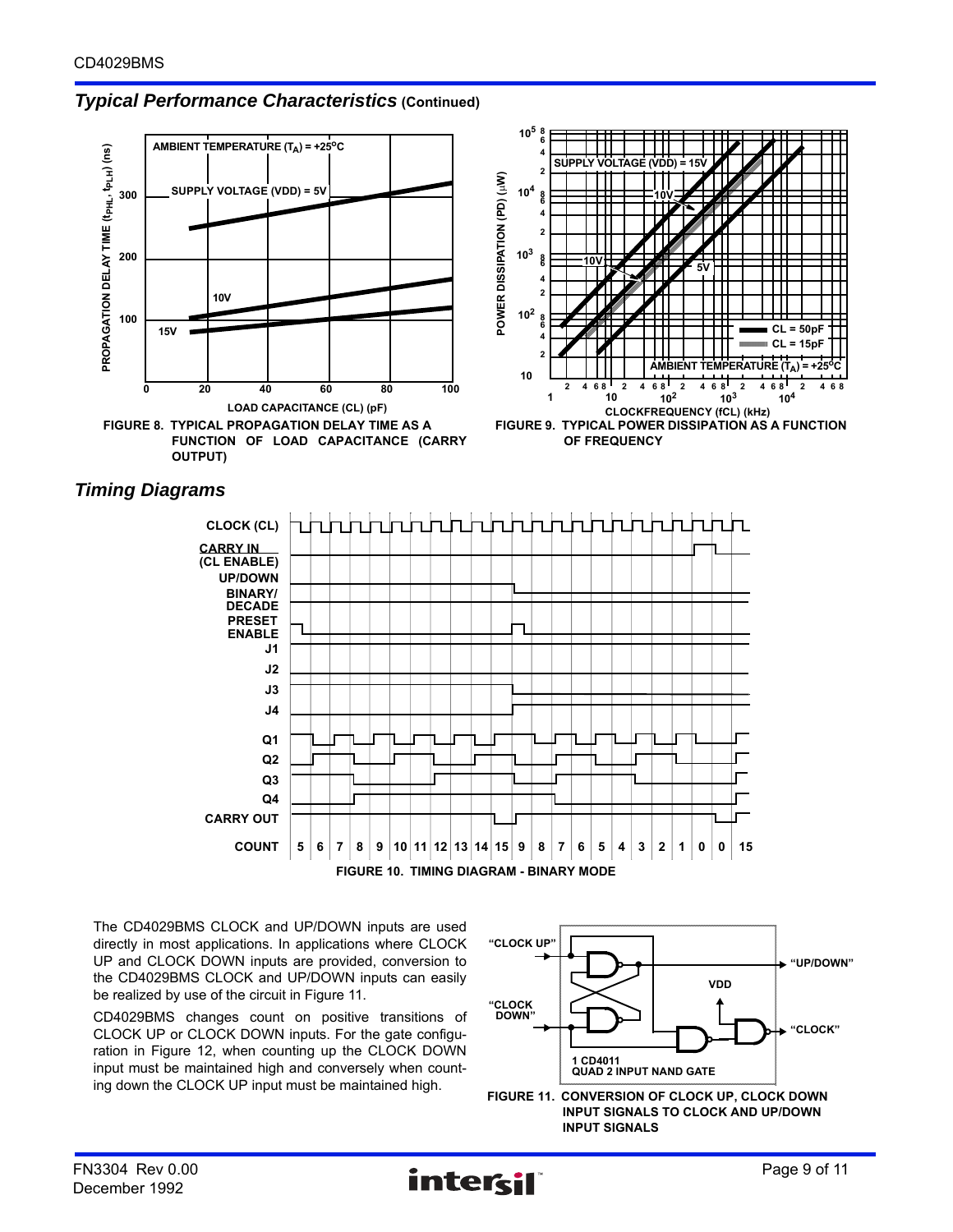## *Typical Performance Characteristics* (Continued)

FIGURE 8. TYPICAL PROPAGATION DELAY TIME AS A FUNCTION OF LOAD CAPACITANCE (CARRY OUTPUT)

FIGURE 9. TYPICAL POWER DISSIPATION AS A FUNCTION OF FREQUENCY

## *Timing Diagrams*

FIGURE 10. TIMING DIAGRAM - BINARY MODE

The CD4029BMS CLOCK and UP/DOWN inputs are used directly in most applications. In applications where CLOCK UP and CLOCK DOWN inputs are provided, conversion to the CD4029BMS CLOCK and UP/DOWN inputs can easily be realized by use of the circuit in Figure 11.

CD4029BMS changes count on positive transitions of CLOCK UP or CLOCK DOWN inputs. For the gate configuration in Figure 12, when counting up the CLOCK DOWN input must be maintained high and conversely when counting down the CLOCK UP input must be maintained high.

FIGURE 11. CONVERSION OF CLOCK UP, CLOCK DOWN INPUT SIGNALS TO CLOCK AND UP/DOWN INPUT SIGNALS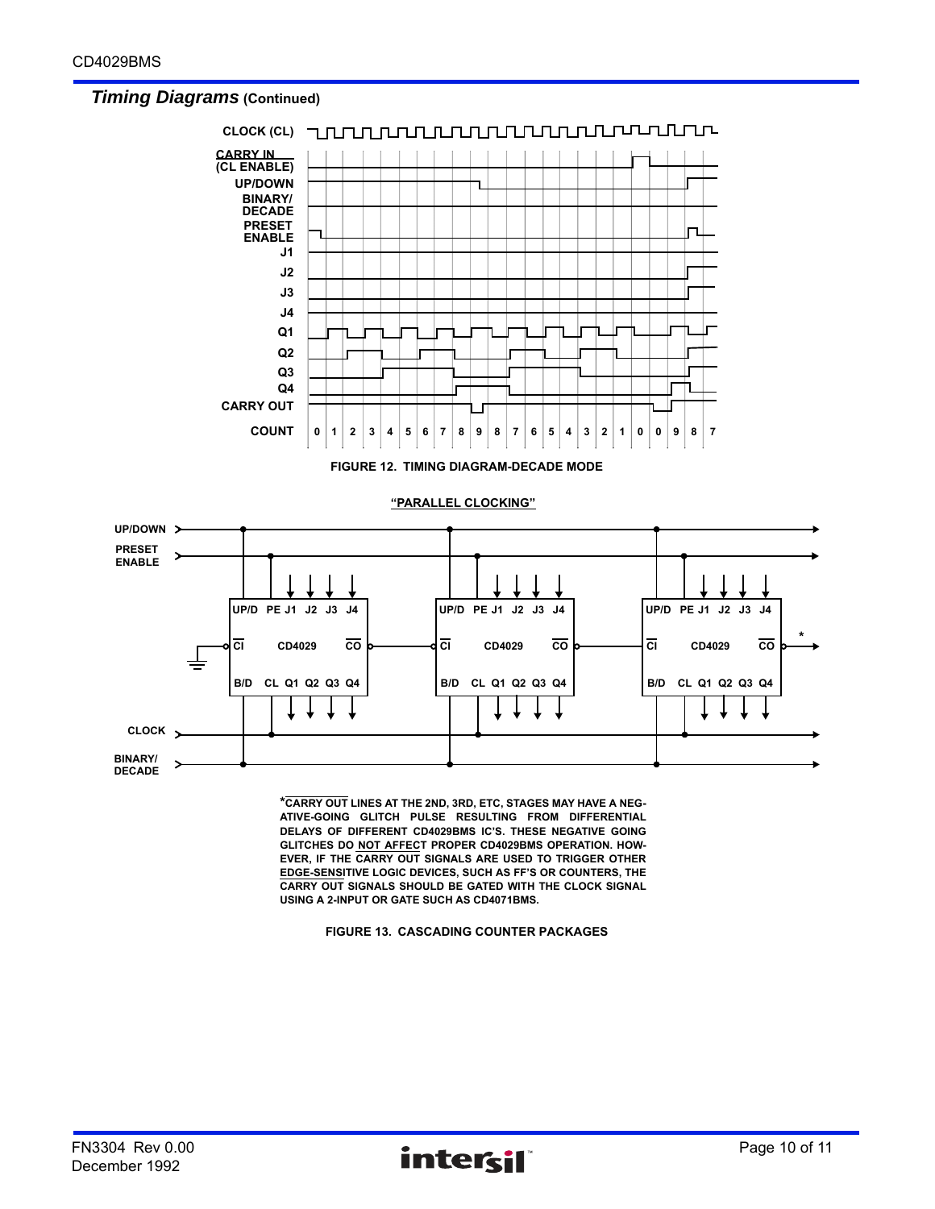## *Timing Diagrams* (Continued)

CLOCK (CL)

CARRY IN (CL ENABLE)

UP/DOWN

BINARY/DECADE

PRESET ENABLE

J1

J2

J3

J4

Q1

Q2

Q3

Q4

CARRY OUT

COUNT 0 1 2 3 4 5 6 7 8 9 8 7 6 5 4 3 2 1 0 0 9 8 7

FIGURE 12. TIMING DIAGRAM-DECADE MODE

"PARALLEL CLOCKING"

UP/DOWN

PRESET ENABLE

UP/D PE J1 J2 J3 J4

CI CD4029 CO

B/D CL Q1 Q2 Q3 Q4

CLOCK

BINARY/DECADE

*CARRY OUT LINES AT THE 2ND, 3RD, ETC, STAGES MAY HAVE A NEGATIVE-GOING GLITCH PULSE RESULTING FROM DIFFERENTIAL DELAYS OF DIFFERENT CD4029BMS IC'S. THESE NEGATIVE GOING GLITCHES DO NOT AFFECT PROPER CD4029BMS OPERATION. HOWEVER, IF THE CARRY OUT SIGNALS ARE USED TO TRIGGER OTHER EDGE-SENSITIVE LOGIC DEVICES, SUCH AS FF'S OR COUNTERS, THE CARRY OUT SIGNALS SHOULD BE GATED WITH THE CLOCK SIGNAL USING A 2-INPUT OR GATE SUCH AS CD4071BMS.

FIGURE 13. CASCADING COUNTER PACKAGES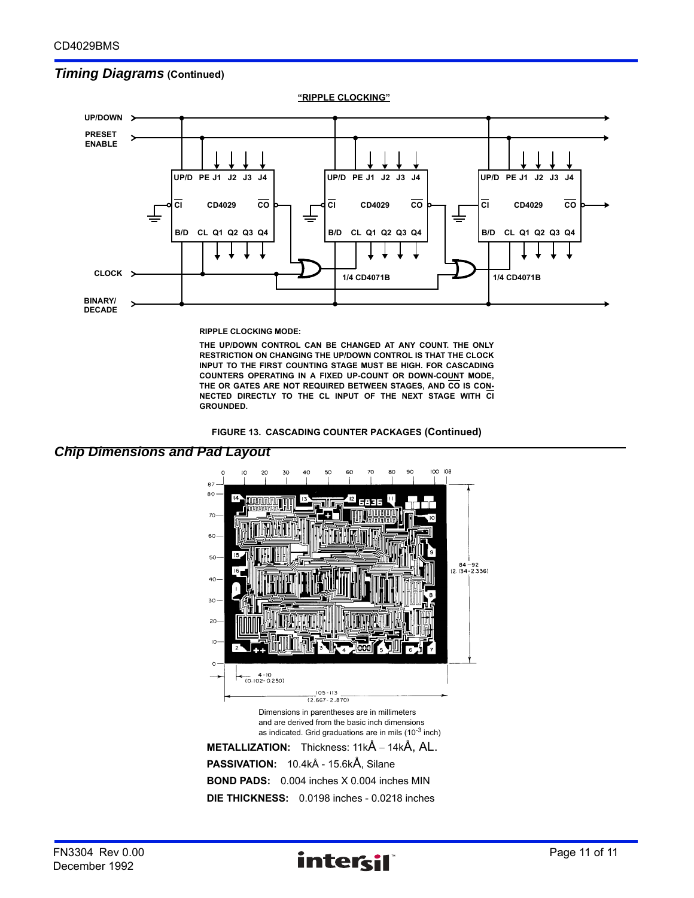## *Timing Diagrams* (Continued)

"RIPPLE CLOCKING"

UP/DOWN

PRESET ENABLE

UP/D PE J1 J2 J3 J4

CI CD4029 CO

B/D CL Q1 Q2 Q3 Q4

CLOCK

1/4 CD4071B

BINARY/ DECADE

RIPPLE CLOCKING MODE:

THE UP/DOWN CONTROL CAN BE CHANGED AT ANY COUNT. THE ONLY RESTRICTION ON CHANGING THE UP/DOWN CONTROL IS THAT THE CLOCK INPUT TO THE FIRST COUNTING STAGE MUST BE HIGH. FOR CASCADING COUNTERS OPERATING IN A FIXED UP-COUNT OR DOWN-COUNT MODE, THE OR GATES ARE NOT REQUIRED BETWEEN STAGES, AND CO IS CONNECTED DIRECTLY TO THE CL INPUT OF THE NEXT STAGE WITH CI GROUNDED.

FIGURE 13. CASCADING COUNTER PACKAGES (Continued)

## *Chip Dimensions and Pad Layout*

0 10 20 30 40 50 60 70 80 90 100 108

87 80 70 60 50 40 30 20 10 0

6836

84 - 92 (2.134 - 2.336)

4 - 10 (0.102 - 0.250)

105 - 113 (2.667 - 2.870)

Dimensions in parentheses are in millimeters and are derived from the basic inch dimensions as indicated. Grid graduations are in mils ($10^{-3}$ inch)

**METALLIZATION:** Thickness: 11kÅ − 14kÅ, AL.

**PASSIVATION:** 10.4kÅ - 15.6kÅ, Silane

**BOND PADS:** 0.004 inches X 0.004 inches MIN

**DIE THICKNESS:** 0.0198 inches - 0.0218 inches